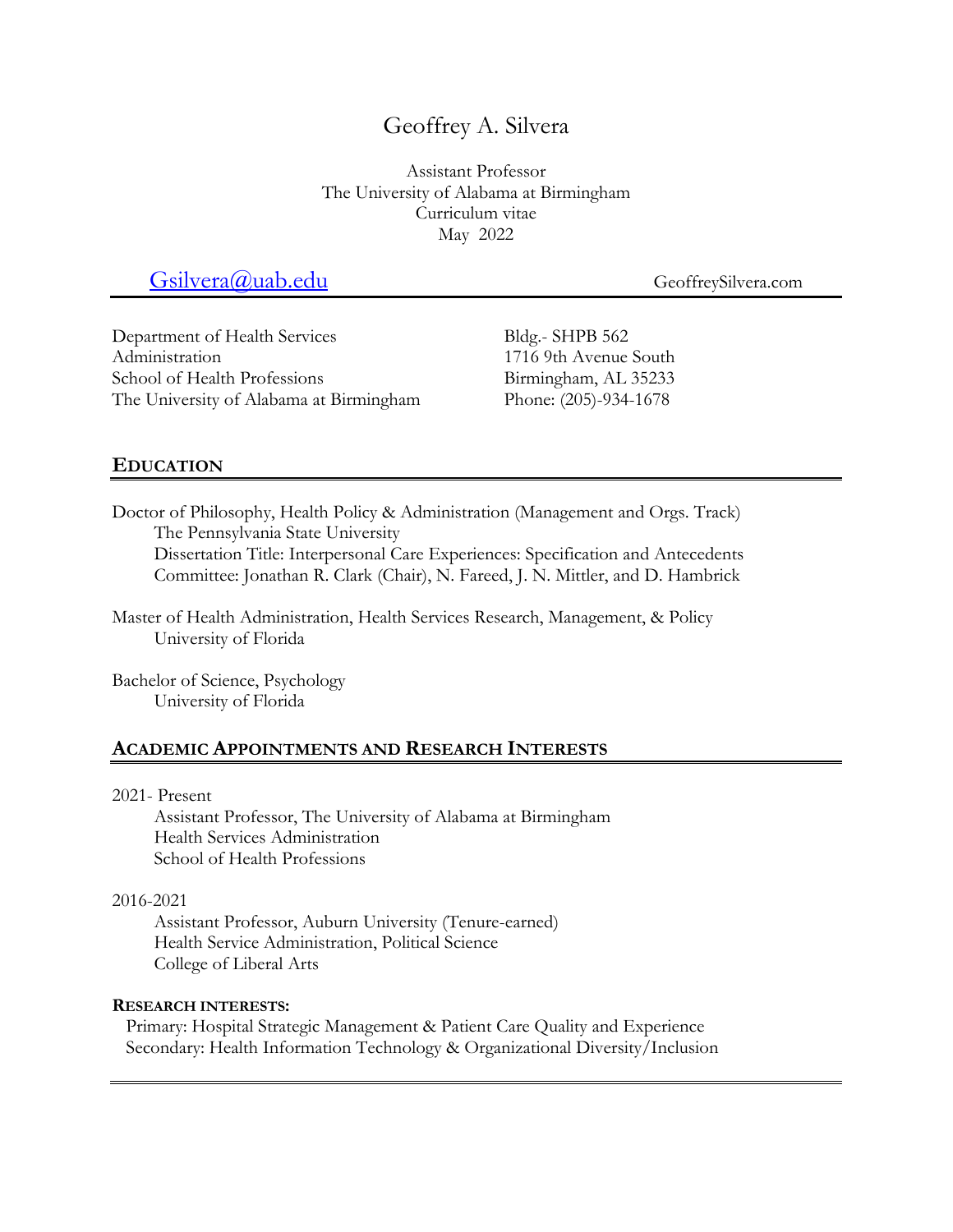# Geoffrey A. Silvera

Assistant Professor
The University of Alabama at Birmingham
Curriculum vitae
May 2022

[Gsilvera@uab.edu](mailto:Gsilvera@uab.edu) GeoffreySilvera.com

Department of Health Services Administration
School of Health Professions
The University of Alabama at Birmingham

Bldg.- SHPB 562
1716 9th Avenue South
Birmingham, AL 35233
Phone: (205)-934-1678

## EDUCATION

Doctor of Philosophy, Health Policy & Administration (Management and Orgs. Track)
The Pennsylvania State University
Dissertation Title: Interpersonal Care Experiences: Specification and Antecedents
Committee: Jonathan R. Clark (Chair), N. Fareed, J. N. Mittler, and D. Hambrick

Master of Health Administration, Health Services Research, Management, & Policy
University of Florida

Bachelor of Science, Psychology
University of Florida

## ACADEMIC APPOINTMENTS AND RESEARCH INTERESTS

2021- Present
Assistant Professor, The University of Alabama at Birmingham
Health Services Administration
School of Health Professions

2016-2021
Assistant Professor, Auburn University (Tenure-earned)
Health Service Administration, Political Science
College of Liberal Arts

### RESEARCH INTERESTS:

Primary: Hospital Strategic Management & Patient Care Quality and Experience
Secondary: Health Information Technology & Organizational Diversity/Inclusion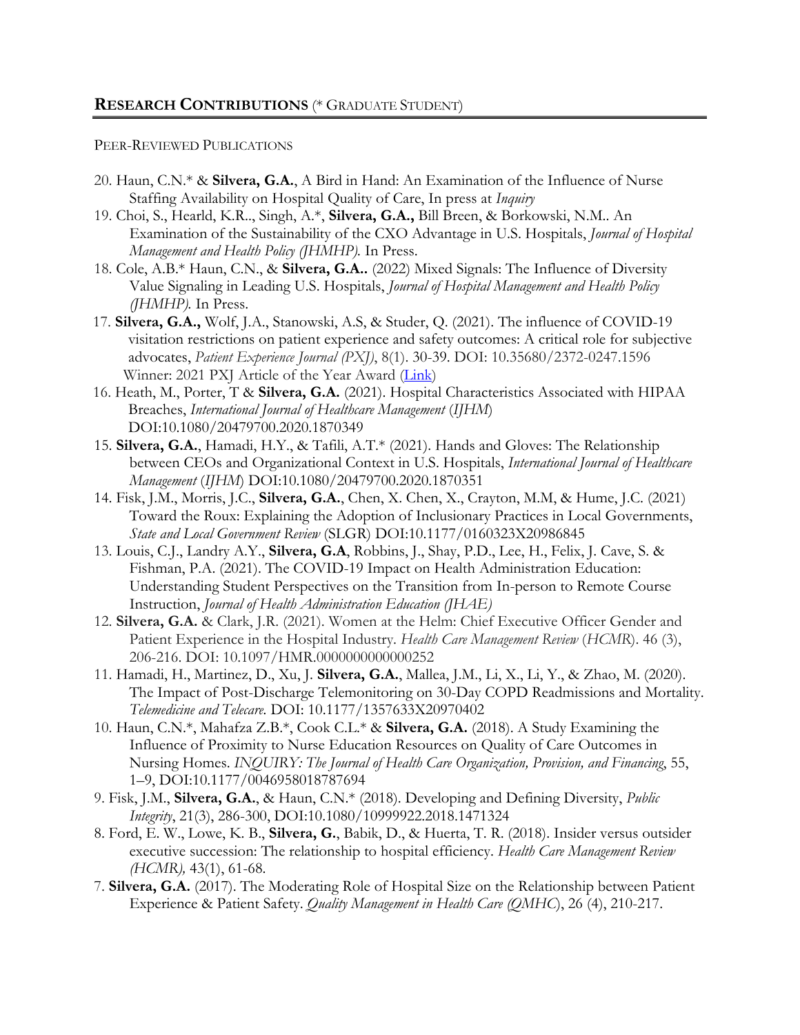## **RESEARCH CONTRIBUTIONS** (* GRADUATE STUDENT)

PEER-REVIEWED PUBLICATIONS

20. Haun, C.N.* & **Silvera, G.A.**, A Bird in Hand: An Examination of the Influence of Nurse Staffing Availability on Hospital Quality of Care, In press at *Inquiry*
19. Choi, S., Hearld, K.R.., Singh, A.*, **Silvera, G.A.,** Bill Breen, & Borkowski, N.M.. An Examination of the Sustainability of the CXO Advantage in U.S. Hospitals, *Journal of Hospital Management and Health Policy (JHMHP).* In Press.
18. Cole, A.B.* Haun, C.N., & **Silvera, G.A..** (2022) Mixed Signals: The Influence of Diversity Value Signaling in Leading U.S. Hospitals, *Journal of Hospital Management and Health Policy (JHMHP).* In Press.
17. **Silvera, G.A.,** Wolf, J.A., Stanowski, A.S, & Studer, Q. (2021). The influence of COVID-19 visitation restrictions on patient experience and safety outcomes: A critical role for subjective advocates, *Patient Experience Journal (PXJ)*, 8(1). 30-39. DOI: 10.35680/2372-0247.1596
    Winner: 2021 PXJ Article of the Year Award (Link)
16. Heath, M., Porter, T & **Silvera, G.A.** (2021). Hospital Characteristics Associated with HIPAA Breaches, *International Journal of Healthcare Management* (*IJHM*) DOI:10.1080/20479700.2020.1870349
15. **Silvera, G.A.**, Hamadi, H.Y., & Tafili, A.T.* (2021). Hands and Gloves: The Relationship between CEOs and Organizational Context in U.S. Hospitals, *International Journal of Healthcare Management* (*IJHM*) DOI:10.1080/20479700.2020.1870351
14. Fisk, J.M., Morris, J.C., **Silvera, G.A.**, Chen, X. Chen, X., Crayton, M.M, & Hume, J.C. (2021) Toward the Roux: Explaining the Adoption of Inclusionary Practices in Local Governments, *State and Local Government Review* (SLGR) DOI:10.1177/0160323X20986845
13. Louis, C.J., Landry A.Y., **Silvera, G.A**, Robbins, J., Shay, P.D., Lee, H., Felix, J. Cave, S. & Fishman, P.A. (2021). The COVID-19 Impact on Health Administration Education: Understanding Student Perspectives on the Transition from In-person to Remote Course Instruction, *Journal of Health Administration Education (JHAE)*
12. **Silvera, G.A.** & Clark, J.R. (2021). Women at the Helm: Chief Executive Officer Gender and Patient Experience in the Hospital Industry. *Health Care Management Review* (*HCMR*). 46 (3), 206-216. DOI: 10.1097/HMR.0000000000000252
11. Hamadi, H., Martinez, D., Xu, J. **Silvera, G.A.**, Mallea, J.M., Li, X., Li, Y., & Zhao, M. (2020). The Impact of Post-Discharge Telemonitoring on 30-Day COPD Readmissions and Mortality. *Telemedicine and Telecare.* DOI: 10.1177/1357633X20970402
10. Haun, C.N.*, Mahafza Z.B.*, Cook C.L.* & **Silvera, G.A.** (2018). A Study Examining the Influence of Proximity to Nurse Education Resources on Quality of Care Outcomes in Nursing Homes. *INQUIRY: The Journal of Health Care Organization, Provision, and Financing*, 55, 1–9, DOI:10.1177/0046958018787694
9. Fisk, J.M., **Silvera, G.A.**, & Haun, C.N.* (2018). Developing and Defining Diversity, *Public Integrity*, 21(3), 286-300, DOI:10.1080/10999922.2018.1471324
8. Ford, E. W., Lowe, K. B., **Silvera, G.**, Babik, D., & Huerta, T. R. (2018). Insider versus outsider executive succession: The relationship to hospital efficiency. *Health Care Management Review (HCMR),* 43(1), 61-68.
7. **Silvera, G.A.** (2017). The Moderating Role of Hospital Size on the Relationship between Patient Experience & Patient Safety. *Quality Management in Health Care (QMHC*), 26 (4), 210-217.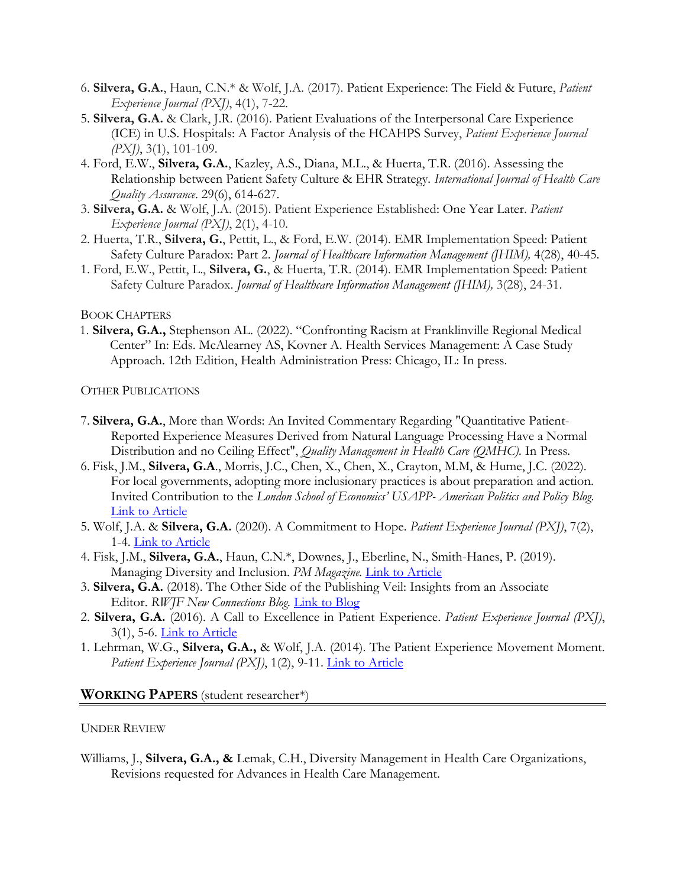6. **Silvera, G.A.**, Haun, C.N.* & Wolf, J.A. (2017). Patient Experience: The Field & Future, *Patient Experience Journal (PXJ)*, 4(1), 7-22.
5. **Silvera, G.A.** & Clark, J.R. (2016). Patient Evaluations of the Interpersonal Care Experience (ICE) in U.S. Hospitals: A Factor Analysis of the HCAHPS Survey, *Patient Experience Journal (PXJ)*, 3(1), 101-109.
4. Ford, E.W., **Silvera, G.A.**, Kazley, A.S., Diana, M.L., & Huerta, T.R. (2016). Assessing the Relationship between Patient Safety Culture & EHR Strategy. *International Journal of Health Care Quality Assurance*. 29(6), 614-627.
3. **Silvera, G.A.** & Wolf, J.A. (2015). Patient Experience Established: One Year Later. *Patient Experience Journal (PXJ)*, 2(1), 4-10.
2. Huerta, T.R., **Silvera, G.**, Pettit, L., & Ford, E.W. (2014). EMR Implementation Speed: Patient Safety Culture Paradox: Part 2. *Journal of Healthcare Information Management (JHIM),* 4(28), 40-45.
1. Ford, E.W., Pettit, L., **Silvera, G.**, & Huerta, T.R. (2014). EMR Implementation Speed: Patient Safety Culture Paradox. *Journal of Healthcare Information Management (JHIM),* 3(28), 24-31.

BOOK CHAPTERS

1. **Silvera, G.A.,** Stephenson AL. (2022). "Confronting Racism at Franklinville Regional Medical Center" In: Eds. McAlearney AS, Kovner A. Health Services Management: A Case Study Approach. 12th Edition, Health Administration Press: Chicago, IL: In press.

OTHER PUBLICATIONS

7. **Silvera, G.A.**, More than Words: An Invited Commentary Regarding "Quantitative Patient-Reported Experience Measures Derived from Natural Language Processing Have a Normal Distribution and no Ceiling Effect", *Quality Management in Health Care (QMHC).* In Press.
6. Fisk, J.M., **Silvera, G.A**., Morris, J.C., Chen, X., Chen, X., Crayton, M.M, & Hume, J.C. (2022). For local governments, adopting more inclusionary practices is about preparation and action. Invited Contribution to the *London School of Economics' USAPP- American Politics and Policy Blog.* Link to Article
5. Wolf, J.A. & **Silvera, G.A.** (2020). A Commitment to Hope. *Patient Experience Journal (PXJ)*, 7(2), 1-4. Link to Article
4. Fisk, J.M., **Silvera, G.A.**, Haun, C.N.*, Downes, J., Eberline, N., Smith-Hanes, P. (2019). Managing Diversity and Inclusion. *PM Magazine.* Link to Article
3. **Silvera, G.A.** (2018). The Other Side of the Publishing Veil: Insights from an Associate Editor. *RWJF New Connections Blog.* Link to Blog
2. **Silvera, G.A.** (2016). A Call to Excellence in Patient Experience. *Patient Experience Journal (PXJ)*, 3(1), 5-6. Link to Article
1. Lehrman, W.G., **Silvera, G.A.,** & Wolf, J.A. (2014). The Patient Experience Movement Moment. *Patient Experience Journal (PXJ)*, 1(2), 9-11. Link to Article

## WORKING PAPERS (student researcher*)

UNDER REVIEW

Williams, J., **Silvera, G.A., &** Lemak, C.H., Diversity Management in Health Care Organizations, Revisions requested for Advances in Health Care Management.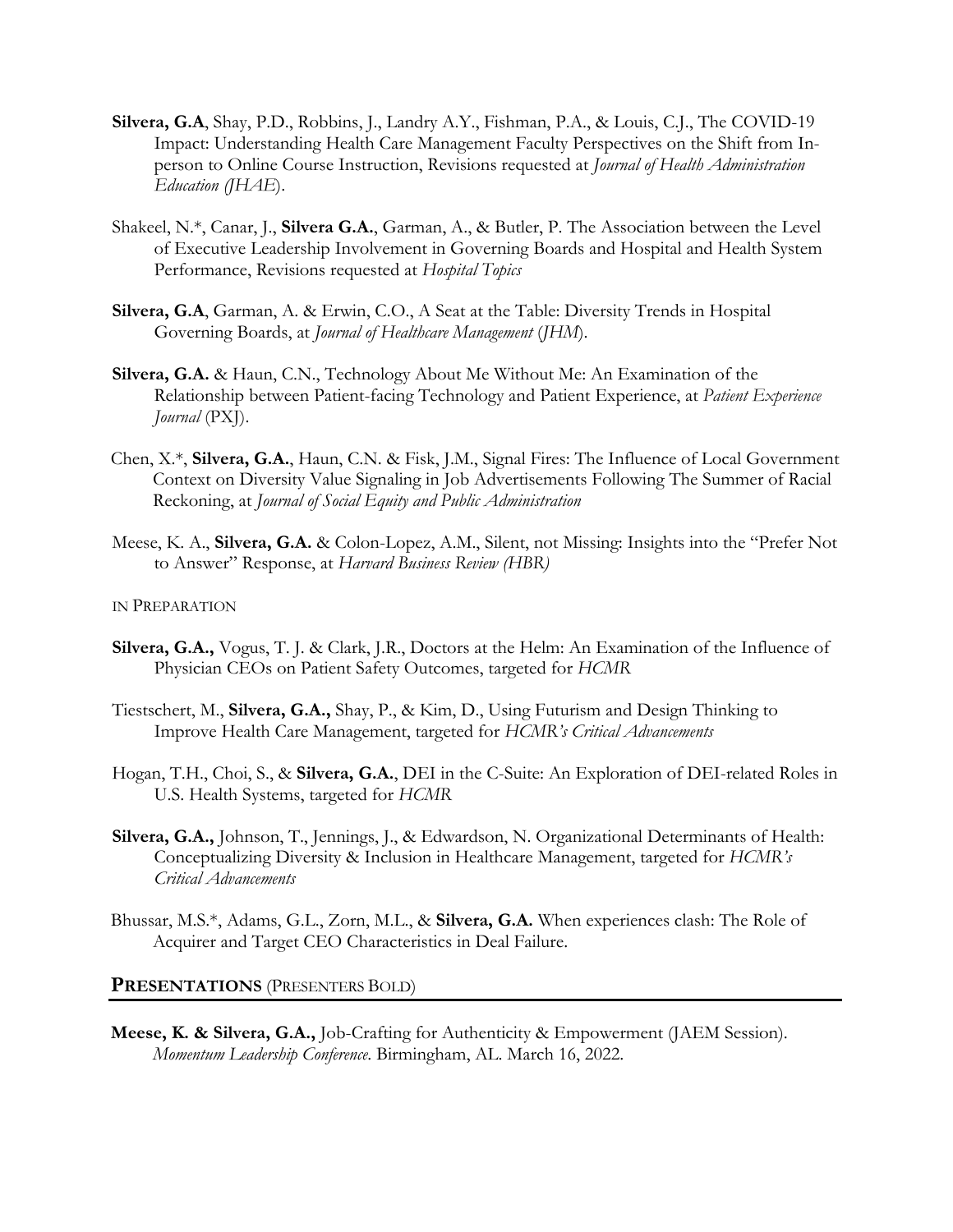**Silvera, G.A**, Shay, P.D., Robbins, J., Landry A.Y., Fishman, P.A., & Louis, C.J., The COVID-19 Impact: Understanding Health Care Management Faculty Perspectives on the Shift from In-person to Online Course Instruction, Revisions requested at *Journal of Health Administration Education (JHAE*).

Shakeel, N.*, Canar, J., **Silvera G.A.**, Garman, A., & Butler, P. The Association between the Level of Executive Leadership Involvement in Governing Boards and Hospital and Health System Performance, Revisions requested at *Hospital Topics*

**Silvera, G.A**, Garman, A. & Erwin, C.O., A Seat at the Table: Diversity Trends in Hospital Governing Boards, at *Journal of Healthcare Management* (*JHM*).

**Silvera, G.A.** & Haun, C.N., Technology About Me Without Me: An Examination of the Relationship between Patient-facing Technology and Patient Experience, at *Patient Experience Journal* (PXJ).

Chen, X.*, **Silvera, G.A.**, Haun, C.N. & Fisk, J.M., Signal Fires: The Influence of Local Government Context on Diversity Value Signaling in Job Advertisements Following The Summer of Racial Reckoning, at *Journal of Social Equity and Public Administration*

Meese, K. A., **Silvera, G.A.** & Colon-Lopez, A.M., Silent, not Missing: Insights into the "Prefer Not to Answer" Response, at *Harvard Business Review (HBR)*

IN PREPARATION

**Silvera, G.A.,** Vogus, T. J. & Clark, J.R., Doctors at the Helm: An Examination of the Influence of Physician CEOs on Patient Safety Outcomes, targeted for *HCMR*

Tiestschert, M., **Silvera, G.A.,** Shay, P., & Kim, D., Using Futurism and Design Thinking to Improve Health Care Management, targeted for *HCMR's Critical Advancements*

Hogan, T.H., Choi, S., & **Silvera, G.A.**, DEI in the C-Suite: An Exploration of DEI-related Roles in U.S. Health Systems, targeted for *HCMR*

**Silvera, G.A.,** Johnson, T., Jennings, J., & Edwardson, N. Organizational Determinants of Health: Conceptualizing Diversity & Inclusion in Healthcare Management, targeted for *HCMR's Critical Advancements*

Bhussar, M.S.*, Adams, G.L., Zorn, M.L., & **Silvera, G.A.** When experiences clash: The Role of Acquirer and Target CEO Characteristics in Deal Failure.

## **PRESENTATIONS** (PRESENTERS BOLD)

**Meese, K. & Silvera, G.A.,** Job-Crafting for Authenticity & Empowerment (JAEM Session). *Momentum Leadership Conference*. Birmingham, AL. March 16, 2022.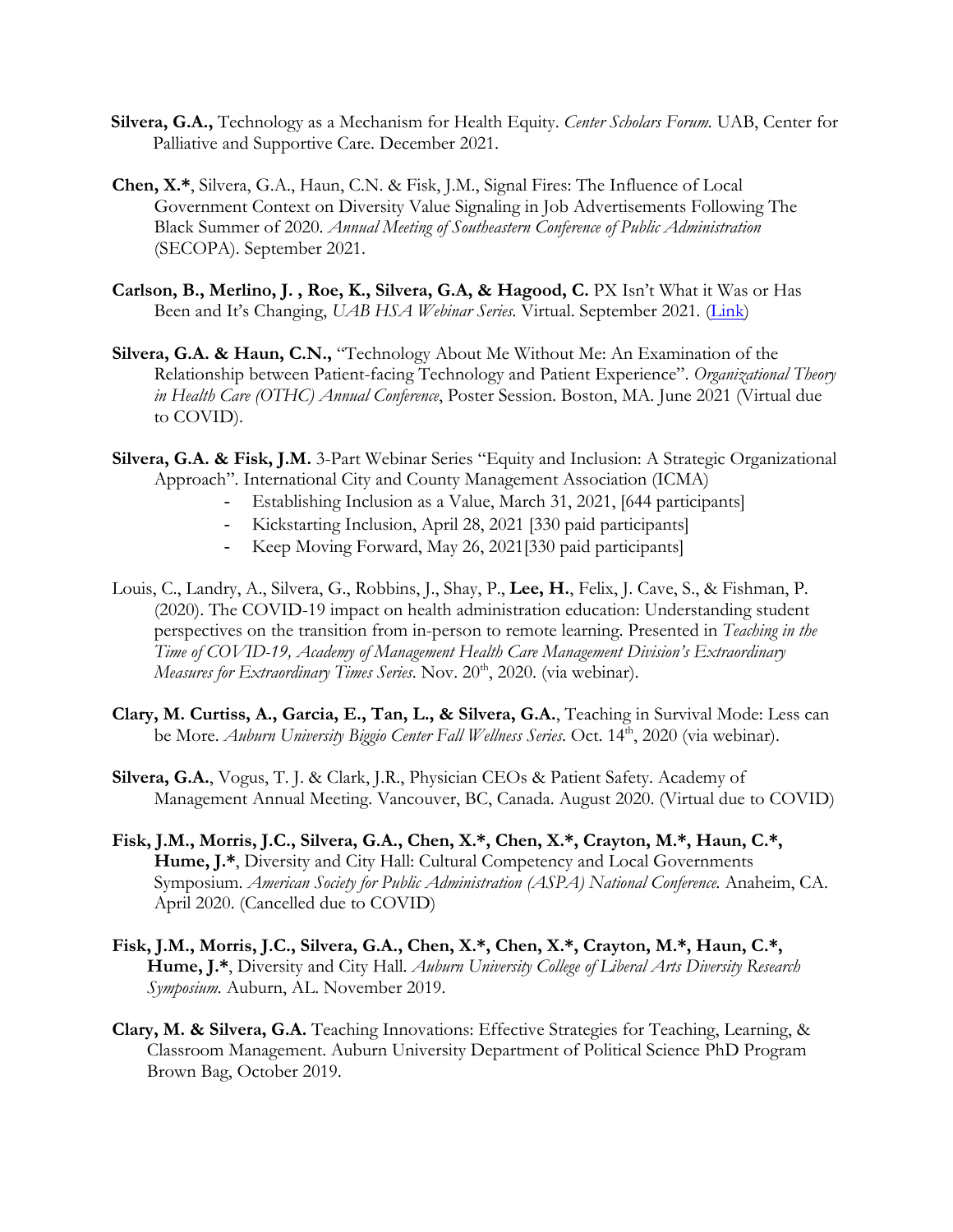**Silvera, G.A.,** Technology as a Mechanism for Health Equity. *Center Scholars Forum.* UAB, Center for Palliative and Supportive Care. December 2021.

**Chen, X.***, Silvera, G.A., Haun, C.N. & Fisk, J.M., Signal Fires: The Influence of Local Government Context on Diversity Value Signaling in Job Advertisements Following The Black Summer of 2020. *Annual Meeting of Southeastern Conference of Public Administration* (SECOPA). September 2021.

**Carlson, B., Merlino, J. , Roe, K., Silvera, G.A, & Hagood, C.** PX Isn't What it Was or Has Been and It's Changing, *UAB HSA Webinar Series.* Virtual. September 2021. ([Link](Link))

**Silvera, G.A. & Haun, C.N.,** "Technology About Me Without Me: An Examination of the Relationship between Patient-facing Technology and Patient Experience". *Organizational Theory in Health Care (OTHC) Annual Conference*, Poster Session. Boston, MA. June 2021 (Virtual due to COVID).

**Silvera, G.A. & Fisk, J.M.** 3-Part Webinar Series "Equity and Inclusion: A Strategic Organizational Approach". International City and County Management Association (ICMA)

- Establishing Inclusion as a Value, March 31, 2021, [644 participants]
- Kickstarting Inclusion, April 28, 2021 [330 paid participants]
- Keep Moving Forward, May 26, 2021[330 paid participants]

Louis, C., Landry, A., Silvera, G., Robbins, J., Shay, P., **Lee, H.**, Felix, J. Cave, S., & Fishman, P. (2020). The COVID-19 impact on health administration education: Understanding student perspectives on the transition from in-person to remote learning. Presented in *Teaching in the Time of COVID-19, Academy of Management Health Care Management Division's Extraordinary Measures for Extraordinary Times Series.* Nov. 20th, 2020. (via webinar).

**Clary, M. Curtiss, A., Garcia, E., Tan, L., & Silvera, G.A.**, Teaching in Survival Mode: Less can be More. *Auburn University Biggio Center Fall Wellness Series.* Oct. 14th, 2020 (via webinar).

**Silvera, G.A.**, Vogus, T. J. & Clark, J.R., Physician CEOs & Patient Safety. Academy of Management Annual Meeting. Vancouver, BC, Canada. August 2020. (Virtual due to COVID)

**Fisk, J.M., Morris, J.C., Silvera, G.A., Chen, X.*, Chen, X.*, Crayton, M.*, Haun, C.*, Hume, J.***, Diversity and City Hall: Cultural Competency and Local Governments Symposium. *American Society for Public Administration (ASPA) National Conference.* Anaheim, CA. April 2020. (Cancelled due to COVID)

**Fisk, J.M., Morris, J.C., Silvera, G.A., Chen, X.*, Chen, X.*, Crayton, M.*, Haun, C.*, Hume, J.***, Diversity and City Hall. *Auburn University College of Liberal Arts Diversity Research Symposium.* Auburn, AL. November 2019.

**Clary, M. & Silvera, G.A.** Teaching Innovations: Effective Strategies for Teaching, Learning, & Classroom Management. Auburn University Department of Political Science PhD Program Brown Bag, October 2019.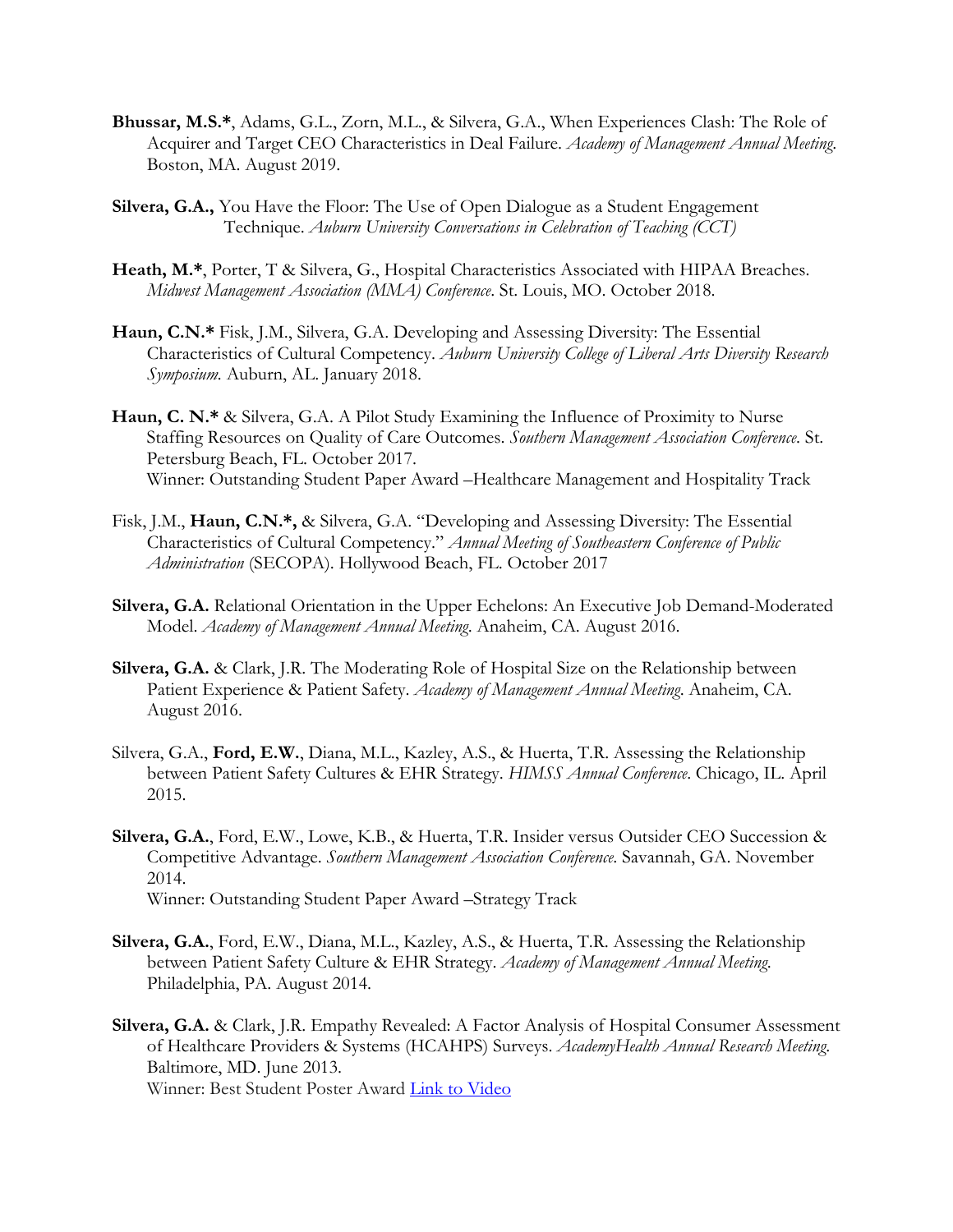**Bhussar, M.S.***, Adams, G.L., Zorn, M.L., & Silvera, G.A., When Experiences Clash: The Role of Acquirer and Target CEO Characteristics in Deal Failure. *Academy of Management Annual Meeting*. Boston, MA. August 2019.

**Silvera, G.A.,** You Have the Floor: The Use of Open Dialogue as a Student Engagement Technique. *Auburn University Conversations in Celebration of Teaching (CCT)*

**Heath, M.***, Porter, T & Silvera, G., Hospital Characteristics Associated with HIPAA Breaches. *Midwest Management Association (MMA) Conference*. St. Louis, MO. October 2018.

**Haun, C.N.*** Fisk, J.M., Silvera, G.A. Developing and Assessing Diversity: The Essential Characteristics of Cultural Competency. *Auburn University College of Liberal Arts Diversity Research Symposium.* Auburn, AL. January 2018.

**Haun, C. N.*** & Silvera, G.A. A Pilot Study Examining the Influence of Proximity to Nurse Staffing Resources on Quality of Care Outcomes. *Southern Management Association Conference*. St. Petersburg Beach, FL. October 2017.
Winner: Outstanding Student Paper Award –Healthcare Management and Hospitality Track

Fisk, J.M., **Haun, C.N.*,** & Silvera, G.A. "Developing and Assessing Diversity: The Essential Characteristics of Cultural Competency." *Annual Meeting of Southeastern Conference of Public Administration* (SECOPA). Hollywood Beach, FL. October 2017

**Silvera, G.A.** Relational Orientation in the Upper Echelons: An Executive Job Demand-Moderated Model. *Academy of Management Annual Meeting*. Anaheim, CA. August 2016.

**Silvera, G.A.** & Clark, J.R. The Moderating Role of Hospital Size on the Relationship between Patient Experience & Patient Safety. *Academy of Management Annual Meeting*. Anaheim, CA. August 2016.

Silvera, G.A., **Ford, E.W.**, Diana, M.L., Kazley, A.S., & Huerta, T.R. Assessing the Relationship between Patient Safety Cultures & EHR Strategy. *HIMSS Annual Conference*. Chicago, IL. April 2015.

**Silvera, G.A.**, Ford, E.W., Lowe, K.B., & Huerta, T.R. Insider versus Outsider CEO Succession & Competitive Advantage. *Southern Management Association Conference*. Savannah, GA. November 2014.
Winner: Outstanding Student Paper Award –Strategy Track

**Silvera, G.A.**, Ford, E.W., Diana, M.L., Kazley, A.S., & Huerta, T.R. Assessing the Relationship between Patient Safety Culture & EHR Strategy. *Academy of Management Annual Meeting*. Philadelphia, PA. August 2014.

**Silvera, G.A.** & Clark, J.R. Empathy Revealed: A Factor Analysis of Hospital Consumer Assessment of Healthcare Providers & Systems (HCAHPS) Surveys. *AcademyHealth Annual Research Meeting*. Baltimore, MD. June 2013.
Winner: Best Student Poster Award Link to Video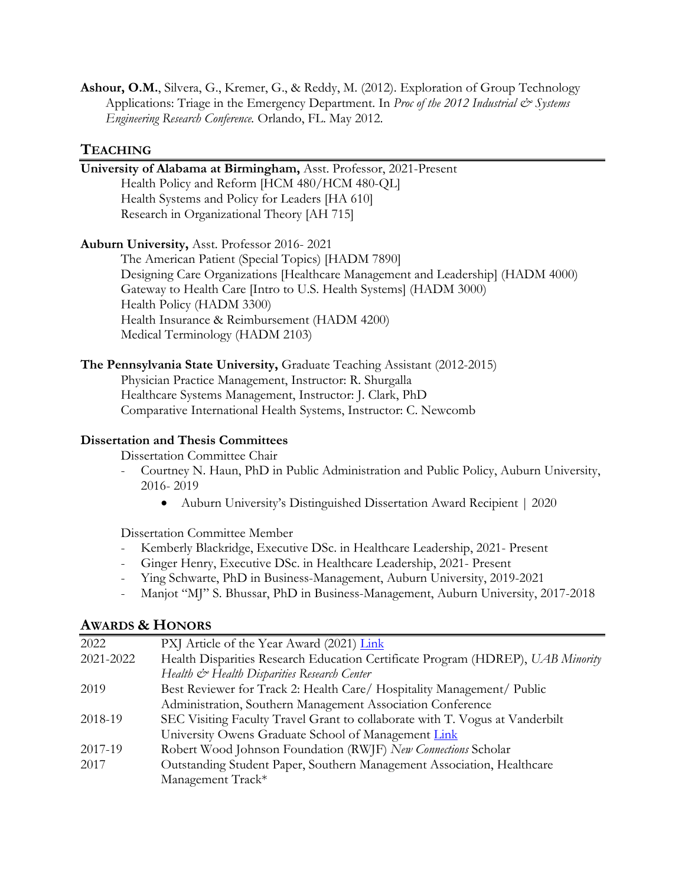**Ashour, O.M.**, Silvera, G., Kremer, G., & Reddy, M. (2012). Exploration of Group Technology Applications: Triage in the Emergency Department. In *Proc of the 2012 Industrial & Systems Engineering Research Conference.* Orlando, FL. May 2012.

## TEACHING

**University of Alabama at Birmingham,** Asst. Professor, 2021-Present

Health Policy and Reform [HCM 480/HCM 480-QL]
Health Systems and Policy for Leaders [HA 610]
Research in Organizational Theory [AH 715]

**Auburn University,** Asst. Professor 2016- 2021

The American Patient (Special Topics) [HADM 7890]
Designing Care Organizations [Healthcare Management and Leadership] (HADM 4000)
Gateway to Health Care [Intro to U.S. Health Systems] (HADM 3000)
Health Policy (HADM 3300)
Health Insurance & Reimbursement (HADM 4200)
Medical Terminology (HADM 2103)

**The Pennsylvania State University,** Graduate Teaching Assistant (2012-2015)

Physician Practice Management, Instructor: R. Shurgalla
Healthcare Systems Management, Instructor: J. Clark, PhD
Comparative International Health Systems, Instructor: C. Newcomb

### Dissertation and Thesis Committees

Dissertation Committee Chair

- Courtney N. Haun, PhD in Public Administration and Public Policy, Auburn University, 2016- 2019
    - Auburn University's Distinguished Dissertation Award Recipient | 2020

Dissertation Committee Member

- Kemberly Blackridge, Executive DSc. in Healthcare Leadership, 2021- Present
- Ginger Henry, Executive DSc. in Healthcare Leadership, 2021- Present
- Ying Schwarte, PhD in Business-Management, Auburn University, 2019-2021
- Manjot "MJ" S. Bhussar, PhD in Business-Management, Auburn University, 2017-2018

## AWARDS & HONORS

| | |
|---|---|
| 2022 | PXJ Article of the Year Award (2021) Link |
| 2021-2022 | Health Disparities Research Education Certificate Program (HDREP), *UAB Minority Health & Health Disparities Research Center* |
| 2019 | Best Reviewer for Track 2: Health Care/ Hospitality Management/ Public Administration, Southern Management Association Conference |
| 2018-19 | SEC Visiting Faculty Travel Grant to collaborate with T. Vogus at Vanderbilt University Owens Graduate School of Management Link |
| 2017-19 | Robert Wood Johnson Foundation (RWJF) *New Connections* Scholar |
| 2017 | Outstanding Student Paper, Southern Management Association, Healthcare Management Track* |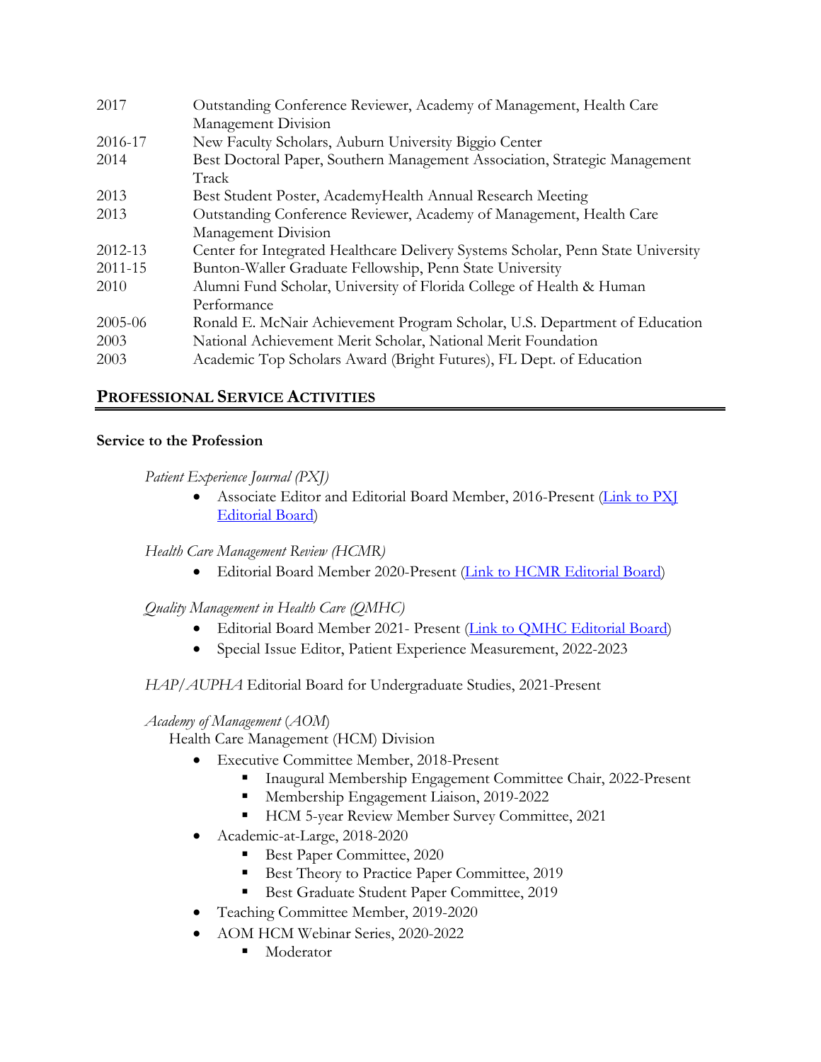| | |
|---|---|
| 2017 | Outstanding Conference Reviewer, Academy of Management, Health Care Management Division |
| 2016-17 | New Faculty Scholars, Auburn University Biggio Center |
| 2014 | Best Doctoral Paper, Southern Management Association, Strategic Management Track |
| 2013 | Best Student Poster, AcademyHealth Annual Research Meeting |
| 2013 | Outstanding Conference Reviewer, Academy of Management, Health Care Management Division |
| 2012-13 | Center for Integrated Healthcare Delivery Systems Scholar, Penn State University |
| 2011-15 | Bunton-Waller Graduate Fellowship, Penn State University |
| 2010 | Alumni Fund Scholar, University of Florida College of Health & Human Performance |
| 2005-06 | Ronald E. McNair Achievement Program Scholar, U.S. Department of Education |
| 2003 | National Achievement Merit Scholar, National Merit Foundation |
| 2003 | Academic Top Scholars Award (Bright Futures), FL Dept. of Education |

## PROFESSIONAL SERVICE ACTIVITIES

**Service to the Profession**

*Patient Experience Journal (PXJ)*

- Associate Editor and Editorial Board Member, 2016-Present (Link to PXJ Editorial Board)

*Health Care Management Review (HCMR)*

- Editorial Board Member 2020-Present (Link to HCMR Editorial Board)

*Quality Management in Health Care (QMHC)*

- Editorial Board Member 2021- Present (Link to QMHC Editorial Board)
- Special Issue Editor, Patient Experience Measurement, 2022-2023

*HAP/AUPHA* Editorial Board for Undergraduate Studies, 2021-Present

*Academy of Management* (*AOM*)

Health Care Management (HCM) Division

- Executive Committee Member, 2018-Present
  - Inaugural Membership Engagement Committee Chair, 2022-Present
  - Membership Engagement Liaison, 2019-2022
  - HCM 5-year Review Member Survey Committee, 2021
- Academic-at-Large, 2018-2020
  - Best Paper Committee, 2020
  - Best Theory to Practice Paper Committee, 2019
  - Best Graduate Student Paper Committee, 2019
- Teaching Committee Member, 2019-2020
- AOM HCM Webinar Series, 2020-2022
  - Moderator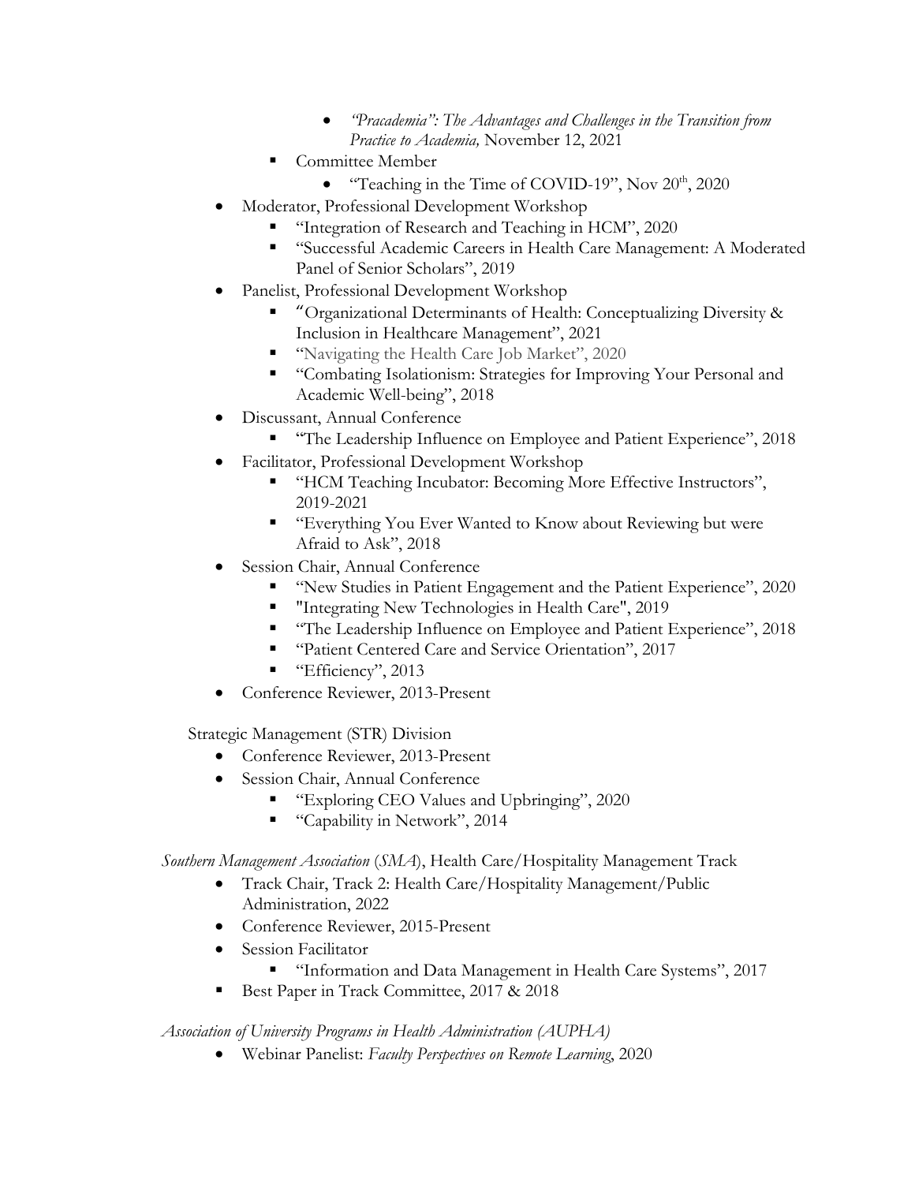- *"Pracademia": The Advantages and Challenges in the Transition from Practice to Academia,* November 12, 2021
    - Committee Member
        - "Teaching in the Time of COVID-19", Nov 20th, 2020
- Moderator, Professional Development Workshop
    - "Integration of Research and Teaching in HCM", 2020
    - "Successful Academic Careers in Health Care Management: A Moderated Panel of Senior Scholars", 2019
- Panelist, Professional Development Workshop
    - "Organizational Determinants of Health: Conceptualizing Diversity & Inclusion in Healthcare Management", 2021
    - "Navigating the Health Care Job Market", 2020
    - "Combating Isolationism: Strategies for Improving Your Personal and Academic Well-being", 2018
- Discussant, Annual Conference
    - "The Leadership Influence on Employee and Patient Experience", 2018
- Facilitator, Professional Development Workshop
    - "HCM Teaching Incubator: Becoming More Effective Instructors", 2019-2021
    - "Everything You Ever Wanted to Know about Reviewing but were Afraid to Ask", 2018
- Session Chair, Annual Conference
    - "New Studies in Patient Engagement and the Patient Experience", 2020
    - "Integrating New Technologies in Health Care", 2019
    - "The Leadership Influence on Employee and Patient Experience", 2018
    - "Patient Centered Care and Service Orientation", 2017
    - "Efficiency", 2013
- Conference Reviewer, 2013-Present

Strategic Management (STR) Division

- Conference Reviewer, 2013-Present
- Session Chair, Annual Conference
    - "Exploring CEO Values and Upbringing", 2020
    - "Capability in Network", 2014

*Southern Management Association* (*SMA*), Health Care/Hospitality Management Track

- Track Chair, Track 2: Health Care/Hospitality Management/Public Administration, 2022
- Conference Reviewer, 2015-Present
- Session Facilitator
    - "Information and Data Management in Health Care Systems", 2017
- Best Paper in Track Committee, 2017 & 2018

*Association of University Programs in Health Administration (AUPHA)*

- Webinar Panelist: *Faculty Perspectives on Remote Learning*, 2020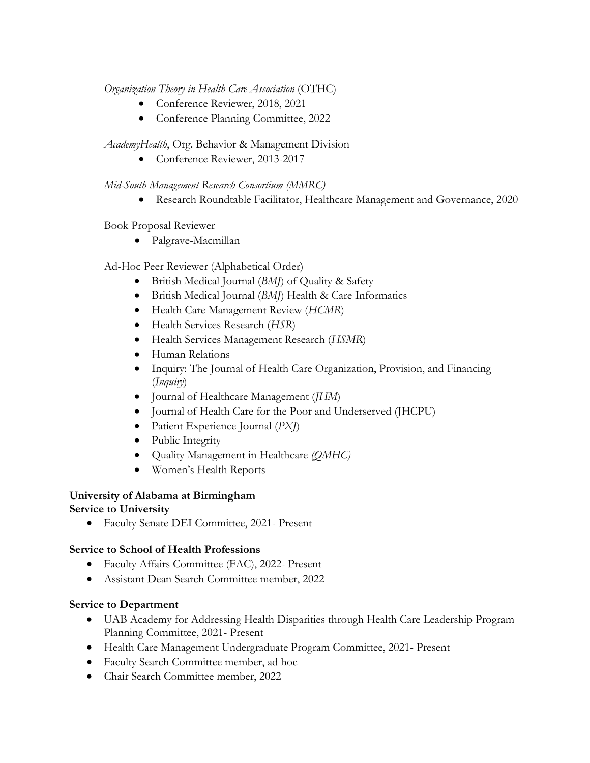*Organization Theory in Health Care Association* (OTHC)

- Conference Reviewer, 2018, 2021
- Conference Planning Committee, 2022

*AcademyHealth*, Org. Behavior & Management Division

- Conference Reviewer, 2013-2017

*Mid-South Management Research Consortium (MMRC)*

- Research Roundtable Facilitator, Healthcare Management and Governance, 2020

Book Proposal Reviewer

- Palgrave-Macmillan

Ad-Hoc Peer Reviewer (Alphabetical Order)

- British Medical Journal (*BMJ*) of Quality & Safety
- British Medical Journal (*BMJ*) Health & Care Informatics
- Health Care Management Review (*HCMR*)
- Health Services Research (*HSR*)
- Health Services Management Research (*HSMR*)
- Human Relations
- Inquiry: The Journal of Health Care Organization, Provision, and Financing (*Inquiry*)
- Journal of Healthcare Management (*JHM*)
- Journal of Health Care for the Poor and Underserved (JHCPU)
- Patient Experience Journal (*PXJ*)
- Public Integrity
- Quality Management in Healthcare *(QMHC)*
- Women's Health Reports

**<u>University of Alabama at Birmingham</u>**

**Service to University**

- Faculty Senate DEI Committee, 2021- Present

**Service to School of Health Professions**

- Faculty Affairs Committee (FAC), 2022- Present
- Assistant Dean Search Committee member, 2022

**Service to Department**

- UAB Academy for Addressing Health Disparities through Health Care Leadership Program Planning Committee, 2021- Present
- Health Care Management Undergraduate Program Committee, 2021- Present
- Faculty Search Committee member, ad hoc
- Chair Search Committee member, 2022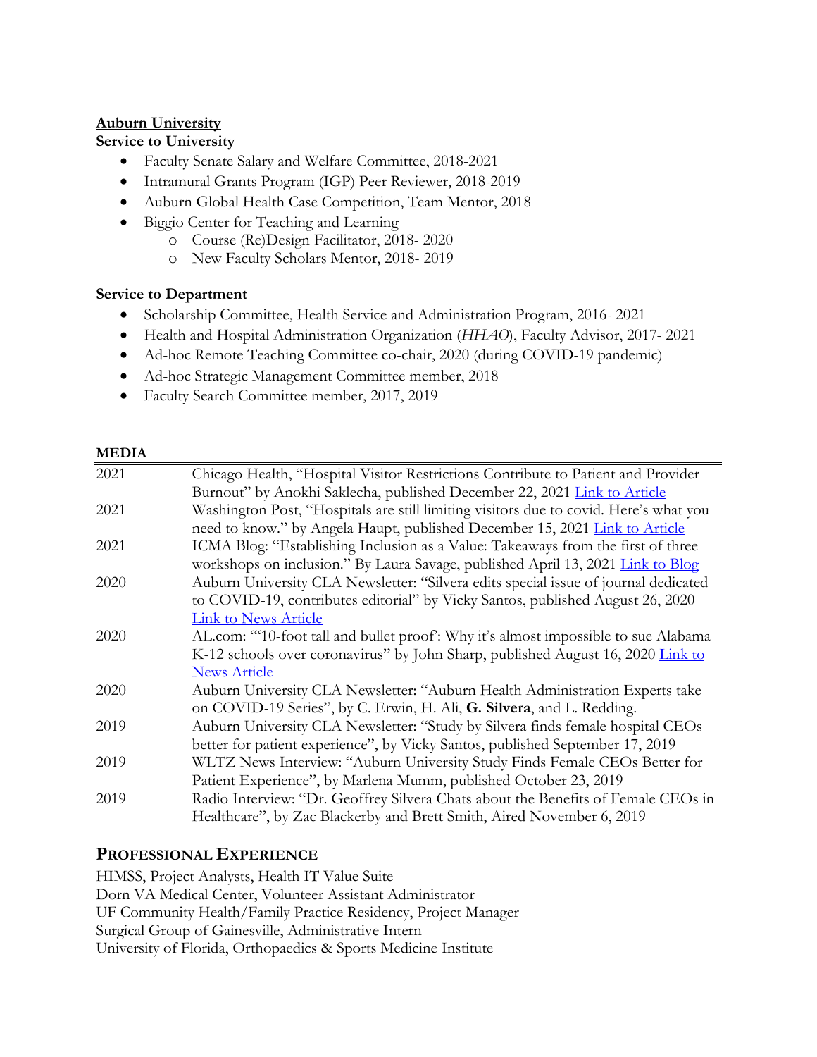**Auburn University**

**Service to University**

- Faculty Senate Salary and Welfare Committee, 2018-2021
- Intramural Grants Program (IGP) Peer Reviewer, 2018-2019
- Auburn Global Health Case Competition, Team Mentor, 2018
- Biggio Center for Teaching and Learning
    - Course (Re)Design Facilitator, 2018- 2020
    - New Faculty Scholars Mentor, 2018- 2019

**Service to Department**

- Scholarship Committee, Health Service and Administration Program, 2016- 2021
- Health and Hospital Administration Organization (*HHAO*), Faculty Advisor, 2017- 2021
- Ad-hoc Remote Teaching Committee co-chair, 2020 (during COVID-19 pandemic)
- Ad-hoc Strategic Management Committee member, 2018
- Faculty Search Committee member, 2017, 2019

## MEDIA

| | |
|---|---|
| 2021 | Chicago Health, "Hospital Visitor Restrictions Contribute to Patient and Provider Burnout" by Anokhi Saklecha, published December 22, 2021 Link to Article |
| 2021 | Washington Post, "Hospitals are still limiting visitors due to covid. Here's what you need to know." by Angela Haupt, published December 15, 2021 Link to Article |
| 2021 | ICMA Blog: "Establishing Inclusion as a Value: Takeaways from the first of three workshops on inclusion." By Laura Savage, published April 13, 2021 Link to Blog |
| 2020 | Auburn University CLA Newsletter: "Silvera edits special issue of journal dedicated to COVID-19, contributes editorial" by Vicky Santos, published August 26, 2020 Link to News Article |
| 2020 | AL.com: "'10-foot tall and bullet proof': Why it's almost impossible to sue Alabama K-12 schools over coronavirus" by John Sharp, published August 16, 2020 Link to News Article |
| 2020 | Auburn University CLA Newsletter: "Auburn Health Administration Experts take on COVID-19 Series", by C. Erwin, H. Ali, **G. Silvera**, and L. Redding. |
| 2019 | Auburn University CLA Newsletter: "Study by Silvera finds female hospital CEOs better for patient experience", by Vicky Santos, published September 17, 2019 |
| 2019 | WLTZ News Interview: "Auburn University Study Finds Female CEOs Better for Patient Experience", by Marlena Mumm, published October 23, 2019 |
| 2019 | Radio Interview: "Dr. Geoffrey Silvera Chats about the Benefits of Female CEOs in Healthcare", by Zac Blackerby and Brett Smith, Aired November 6, 2019 |

## PROFESSIONAL EXPERIENCE

HIMSS, Project Analysts, Health IT Value Suite

Dorn VA Medical Center, Volunteer Assistant Administrator

UF Community Health/Family Practice Residency, Project Manager

Surgical Group of Gainesville, Administrative Intern

University of Florida, Orthopaedics & Sports Medicine Institute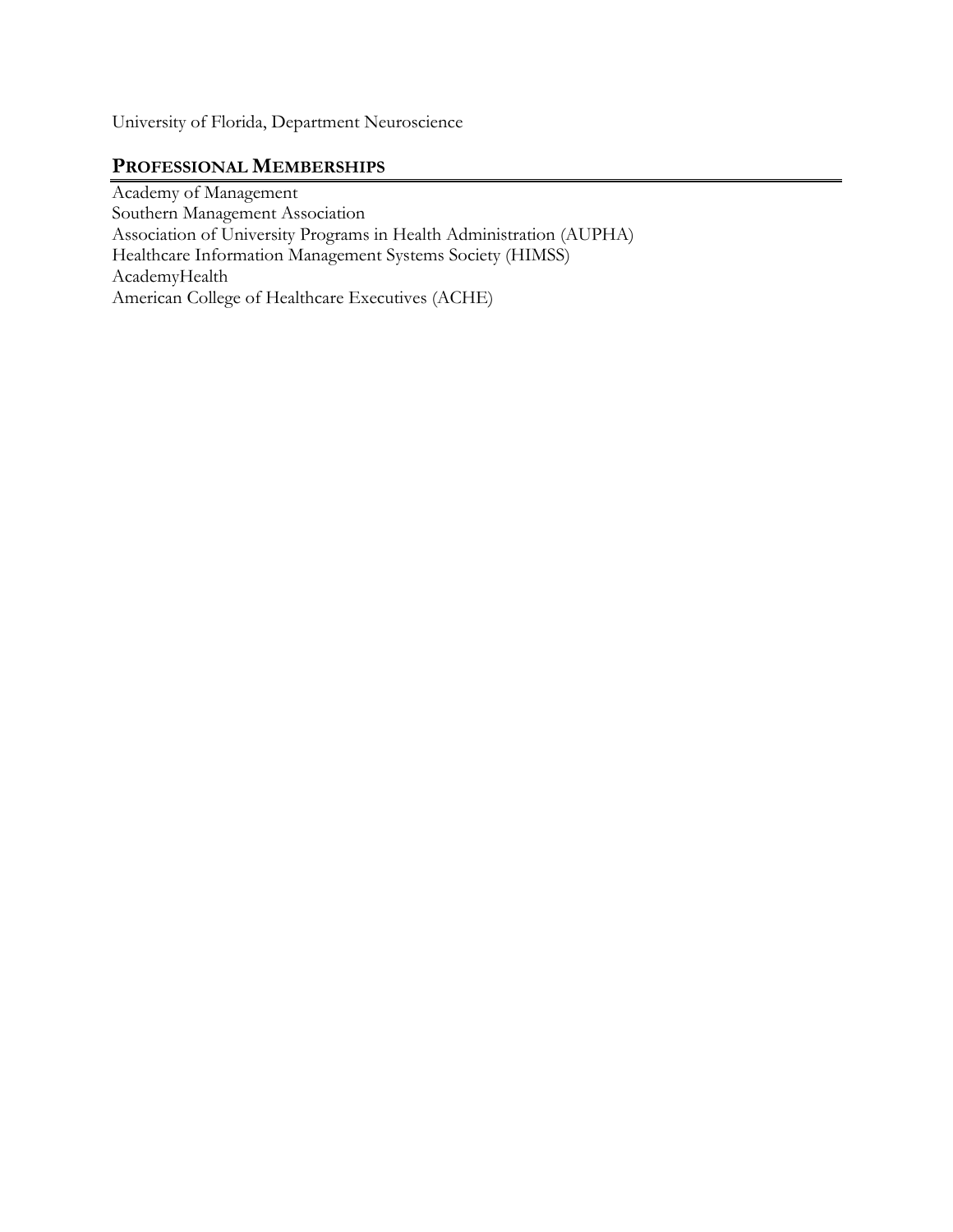University of Florida, Department Neuroscience

## PROFESSIONAL MEMBERSHIPS

Academy of Management
Southern Management Association
Association of University Programs in Health Administration (AUPHA)
Healthcare Information Management Systems Society (HIMSS)
AcademyHealth
American College of Healthcare Executives (ACHE)